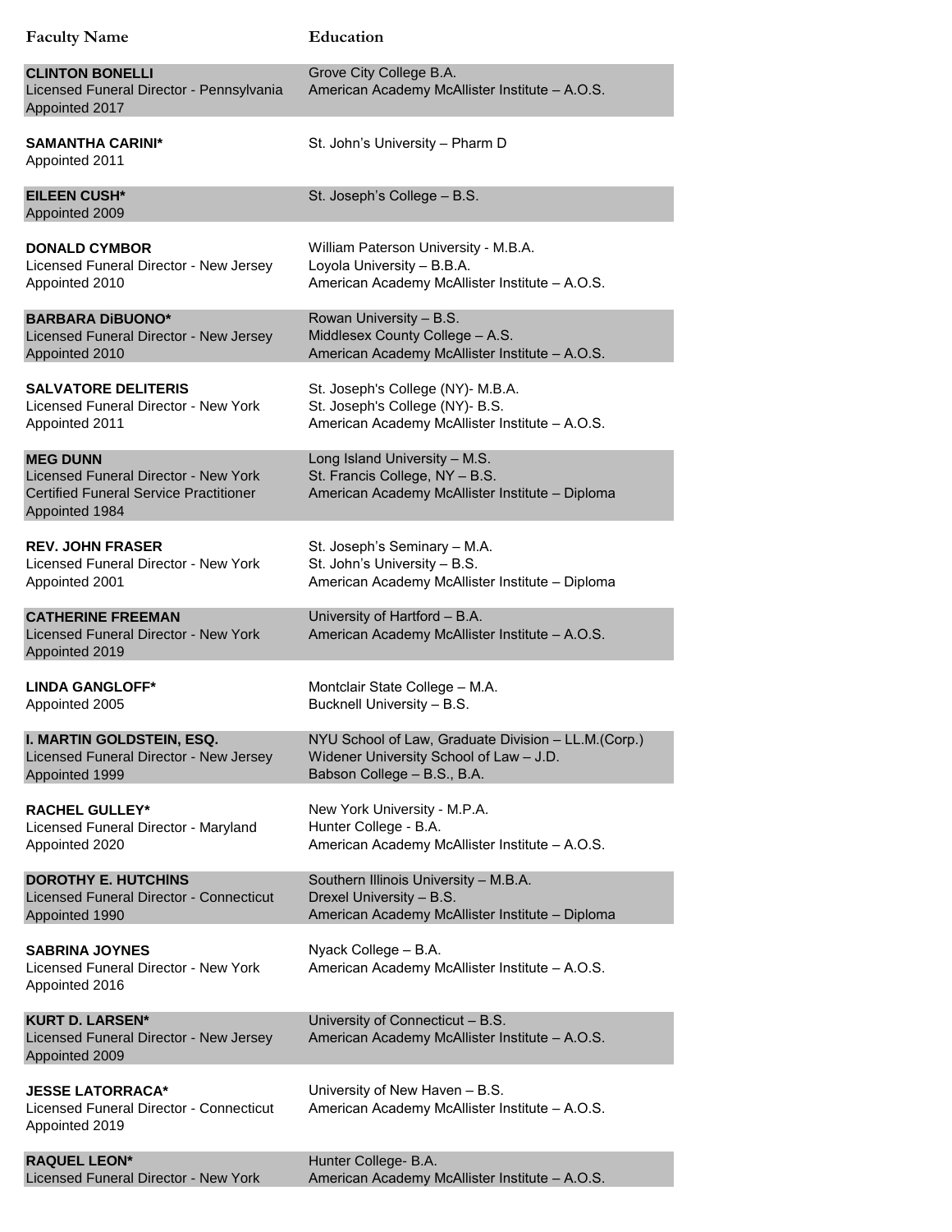| Faculty Name | Education |
| --- | --- |
| **CLINTON BONELLI**<br>Licensed Funeral Director - Pennsylvania<br>Appointed 2017 | Grove City College B.A.<br>American Academy McAllister Institute – A.O.S. |
| **SAMANTHA CARINI***<br>Appointed 2011 | St. John's University – Pharm D |
| **EILEEN CUSH***<br>Appointed 2009 | St. Joseph's College – B.S. |
| **DONALD CYMBOR**<br>Licensed Funeral Director - New Jersey<br>Appointed 2010 | William Paterson University - M.B.A.<br>Loyola University – B.B.A.<br>American Academy McAllister Institute – A.O.S. |
| **BARBARA DiBUONO***<br>Licensed Funeral Director - New Jersey<br>Appointed 2010 | Rowan University – B.S.<br>Middlesex County College – A.S.<br>American Academy McAllister Institute – A.O.S. |
| **SALVATORE DELITERIS**<br>Licensed Funeral Director - New York<br>Appointed 2011 | St. Joseph's College (NY)- M.B.A.<br>St. Joseph's College (NY)- B.S.<br>American Academy McAllister Institute – A.O.S. |
| **MEG DUNN**<br>Licensed Funeral Director - New York<br>Certified Funeral Service Practitioner<br>Appointed 1984 | Long Island University – M.S.<br>St. Francis College, NY – B.S.<br>American Academy McAllister Institute – Diploma |
| **REV. JOHN FRASER**<br>Licensed Funeral Director - New York<br>Appointed 2001 | St. Joseph's Seminary – M.A.<br>St. John's University – B.S.<br>American Academy McAllister Institute – Diploma |
| **CATHERINE FREEMAN**<br>Licensed Funeral Director - New York<br>Appointed 2019 | University of Hartford – B.A.<br>American Academy McAllister Institute – A.O.S. |
| **LINDA GANGLOFF***<br>Appointed 2005 | Montclair State College – M.A.<br>Bucknell University – B.S. |
| **I. MARTIN GOLDSTEIN, ESQ.**<br>Licensed Funeral Director - New Jersey<br>Appointed 1999 | NYU School of Law, Graduate Division – LL.M.(Corp.)<br>Widener University School of Law – J.D.<br>Babson College – B.S., B.A. |
| **RACHEL GULLEY***<br>Licensed Funeral Director - Maryland<br>Appointed 2020 | New York University - M.P.A.<br>Hunter College - B.A.<br>American Academy McAllister Institute – A.O.S. |
| **DOROTHY E. HUTCHINS**<br>Licensed Funeral Director - Connecticut<br>Appointed 1990 | Southern Illinois University – M.B.A.<br>Drexel University – B.S.<br>American Academy McAllister Institute – Diploma |
| **SABRINA JOYNES**<br>Licensed Funeral Director - New York<br>Appointed 2016 | Nyack College – B.A.<br>American Academy McAllister Institute – A.O.S. |
| **KURT D. LARSEN***<br>Licensed Funeral Director - New Jersey<br>Appointed 2009 | University of Connecticut – B.S.<br>American Academy McAllister Institute – A.O.S. |
| **JESSE LATORRACA***<br>Licensed Funeral Director - Connecticut<br>Appointed 2019 | University of New Haven – B.S.<br>American Academy McAllister Institute – A.O.S. |
| **RAQUEL LEON***<br>Licensed Funeral Director - New York | Hunter College- B.A.<br>American Academy McAllister Institute – A.O.S. |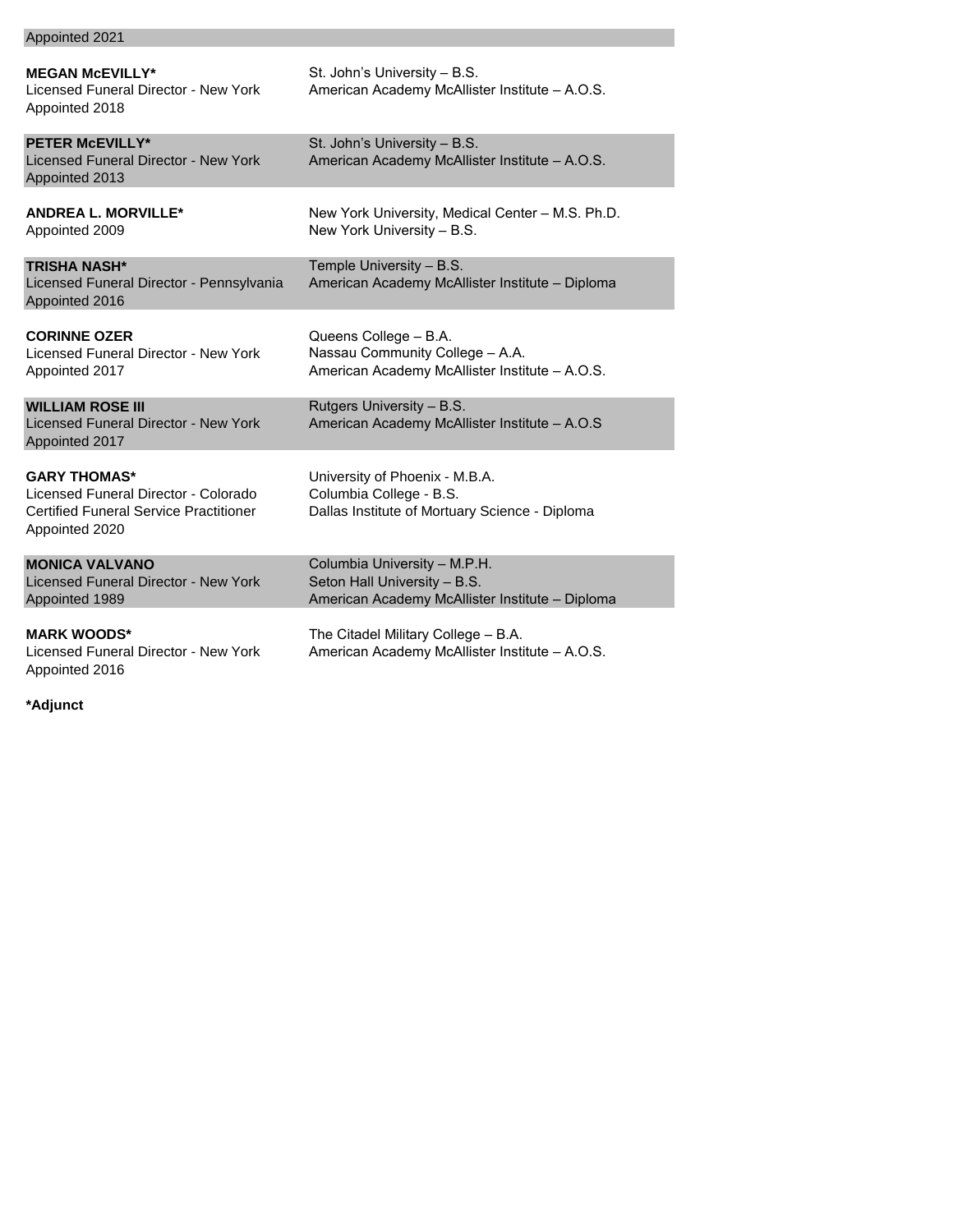Appointed 2021

**MEGAN McEVILLY***
Licensed Funeral Director - New York
Appointed 2018

St. John's University – B.S.
American Academy McAllister Institute – A.O.S.

**PETER McEVILLY***
Licensed Funeral Director - New York
Appointed 2013

St. John's University – B.S.
American Academy McAllister Institute – A.O.S.

**ANDREA L. MORVILLE***
Appointed 2009

New York University, Medical Center – M.S. Ph.D.
New York University – B.S.

**TRISHA NASH***
Licensed Funeral Director - Pennsylvania
Appointed 2016

Temple University – B.S.
American Academy McAllister Institute – Diploma

**CORINNE OZER**
Licensed Funeral Director - New York
Appointed 2017

Queens College – B.A.
Nassau Community College – A.A.
American Academy McAllister Institute – A.O.S.

**WILLIAM ROSE III**
Licensed Funeral Director - New York
Appointed 2017

Rutgers University – B.S.
American Academy McAllister Institute – A.O.S

**GARY THOMAS***
Licensed Funeral Director - Colorado
Certified Funeral Service Practitioner
Appointed 2020

University of Phoenix - M.B.A.
Columbia College - B.S.
Dallas Institute of Mortuary Science - Diploma

**MONICA VALVANO**
Licensed Funeral Director - New York
Appointed 1989

Columbia University – M.P.H.
Seton Hall University – B.S.
American Academy McAllister Institute – Diploma

**MARK WOODS***
Licensed Funeral Director - New York
Appointed 2016

The Citadel Military College – B.A.
American Academy McAllister Institute – A.O.S.

***Adjunct**